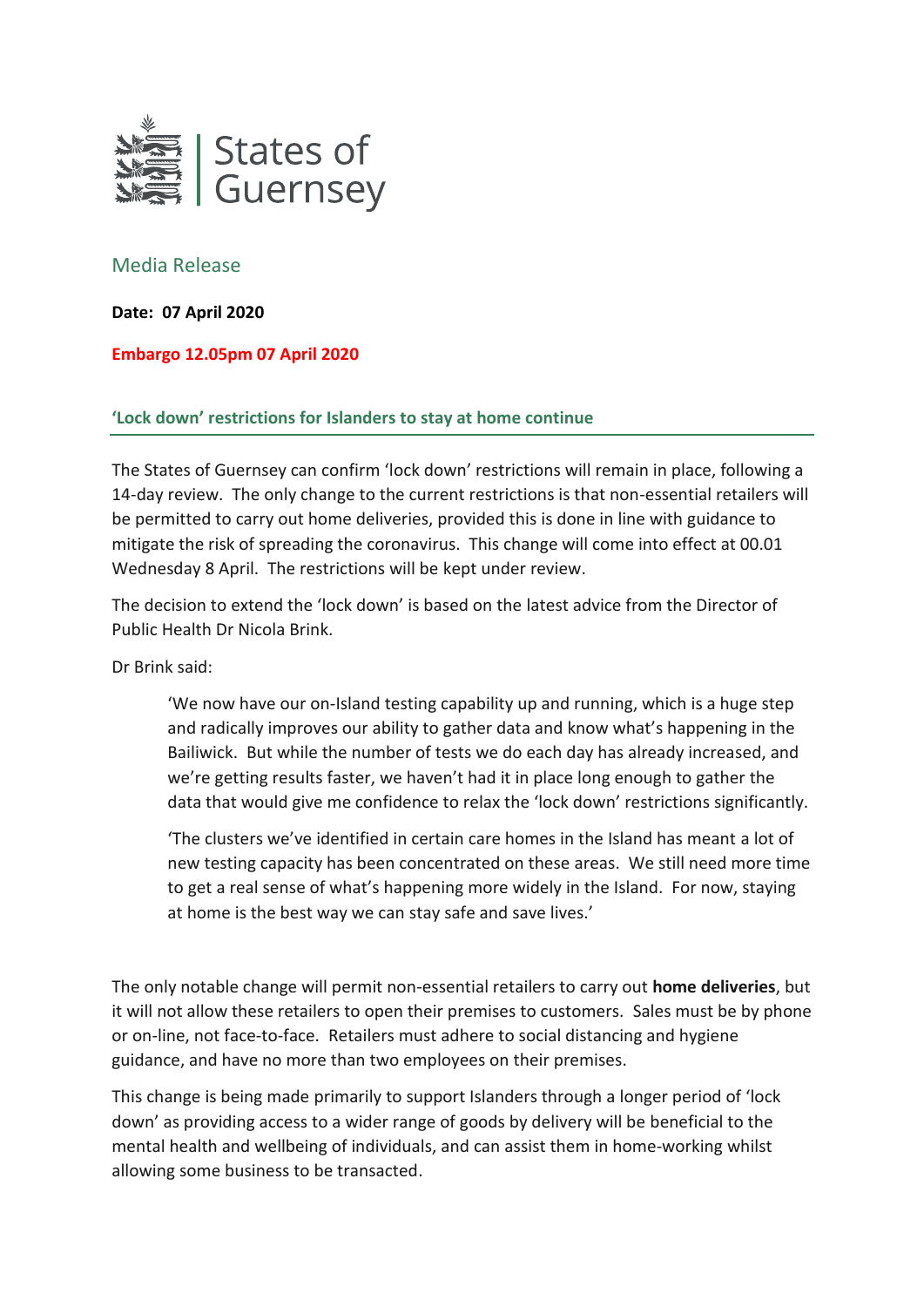States of Guernsey

## Media Release

**Date: 07 April 2020**

**Embargo 12.05pm 07 April 2020**

### 'Lock down' restrictions for Islanders to stay at home continue

The States of Guernsey can confirm 'lock down' restrictions will remain in place, following a 14-day review. The only change to the current restrictions is that non-essential retailers will be permitted to carry out home deliveries, provided this is done in line with guidance to mitigate the risk of spreading the coronavirus. This change will come into effect at 00.01 Wednesday 8 April. The restrictions will be kept under review.

The decision to extend the 'lock down' is based on the latest advice from the Director of Public Health Dr Nicola Brink.

Dr Brink said:

> 'We now have our on-Island testing capability up and running, which is a huge step and radically improves our ability to gather data and know what's happening in the Bailiwick. But while the number of tests we do each day has already increased, and we're getting results faster, we haven't had it in place long enough to gather the data that would give me confidence to relax the 'lock down' restrictions significantly.
>
> 'The clusters we've identified in certain care homes in the Island has meant a lot of new testing capacity has been concentrated on these areas. We still need more time to get a real sense of what's happening more widely in the Island. For now, staying at home is the best way we can stay safe and save lives.'

The only notable change will permit non-essential retailers to carry out **home deliveries**, but it will not allow these retailers to open their premises to customers. Sales must be by phone or on-line, not face-to-face. Retailers must adhere to social distancing and hygiene guidance, and have no more than two employees on their premises.

This change is being made primarily to support Islanders through a longer period of 'lock down' as providing access to a wider range of goods by delivery will be beneficial to the mental health and wellbeing of individuals, and can assist them in home-working whilst allowing some business to be transacted.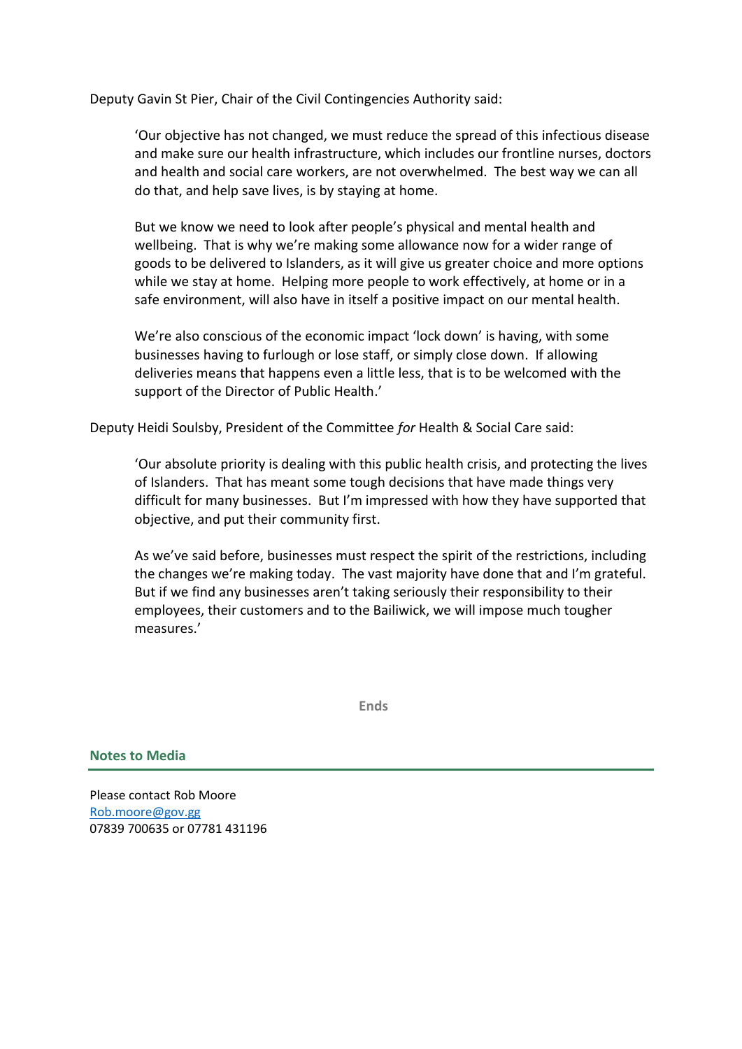Deputy Gavin St Pier, Chair of the Civil Contingencies Authority said:

> 'Our objective has not changed, we must reduce the spread of this infectious disease and make sure our health infrastructure, which includes our frontline nurses, doctors and health and social care workers, are not overwhelmed. The best way we can all do that, and help save lives, is by staying at home.
>
> But we know we need to look after people's physical and mental health and wellbeing. That is why we're making some allowance now for a wider range of goods to be delivered to Islanders, as it will give us greater choice and more options while we stay at home. Helping more people to work effectively, at home or in a safe environment, will also have in itself a positive impact on our mental health.
>
> We're also conscious of the economic impact 'lock down' is having, with some businesses having to furlough or lose staff, or simply close down. If allowing deliveries means that happens even a little less, that is to be welcomed with the support of the Director of Public Health.'

Deputy Heidi Soulsby, President of the Committee *for* Health & Social Care said:

> 'Our absolute priority is dealing with this public health crisis, and protecting the lives of Islanders. That has meant some tough decisions that have made things very difficult for many businesses. But I'm impressed with how they have supported that objective, and put their community first.
>
> As we've said before, businesses must respect the spirit of the restrictions, including the changes we're making today. The vast majority have done that and I'm grateful. But if we find any businesses aren't taking seriously their responsibility to their employees, their customers and to the Bailiwick, we will impose much tougher measures.'

**Ends**

## Notes to Media

Please contact Rob Moore
Rob.moore@gov.gg
07839 700635 or 07781 431196